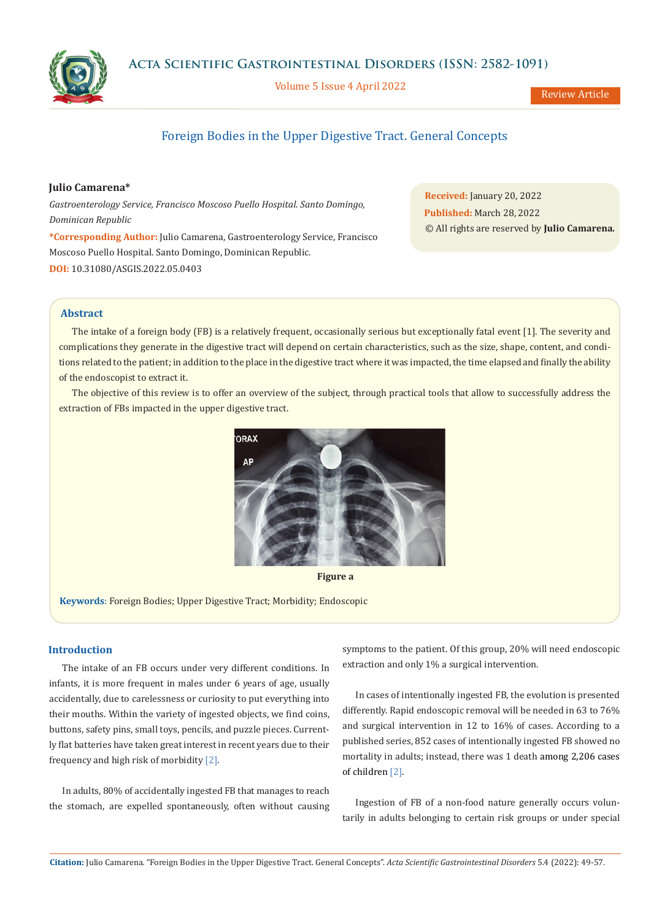# Foreign Bodies in the Upper Digestive Tract. General Concepts

**Julio Camarena***

*Gastroenterology Service, Francisco Moscoso Puello Hospital. Santo Domingo, Dominican Republic*

**\*Corresponding Author:** Julio Camarena, Gastroenterology Service, Francisco Moscoso Puello Hospital. Santo Domingo, Dominican Republic.

**DOI:** 10.31080/ASGIS.2022.05.0403

**Received:** January 20, 2022
**Published:** March 28, 2022
© All rights are reserved by **Julio Camarena.**

## Abstract

The intake of a foreign body (FB) is a relatively frequent, occasionally serious but exceptionally fatal event [1]. The severity and complications they generate in the digestive tract will depend on certain characteristics, such as the size, shape, content, and conditions related to the patient; in addition to the place in the digestive tract where it was impacted, the time elapsed and finally the ability of the endoscopist to extract it.

The objective of this review is to offer an overview of the subject, through practical tools that allow to successfully address the extraction of FBs impacted in the upper digestive tract.

**Figure a**

**Keywords**: Foreign Bodies; Upper Digestive Tract; Morbidity; Endoscopic

## Introduction

The intake of an FB occurs under very different conditions. In infants, it is more frequent in males under 6 years of age, usually accidentally, due to carelessness or curiosity to put everything into their mouths. Within the variety of ingested objects, we find coins, buttons, safety pins, small toys, pencils, and puzzle pieces. Currently flat batteries have taken great interest in recent years due to their frequency and high risk of morbidity [2].

In adults, 80% of accidentally ingested FB that manages to reach the stomach, are expelled spontaneously, often without causing symptoms to the patient. Of this group, 20% will need endoscopic extraction and only 1% a surgical intervention.

In cases of intentionally ingested FB, the evolution is presented differently. Rapid endoscopic removal will be needed in 63 to 76% and surgical intervention in 12 to 16% of cases. According to a published series, 852 cases of intentionally ingested FB showed no mortality in adults; instead, there was 1 death among 2,206 cases of children [2].

Ingestion of FB of a non-food nature generally occurs voluntarily in adults belonging to certain risk groups or under special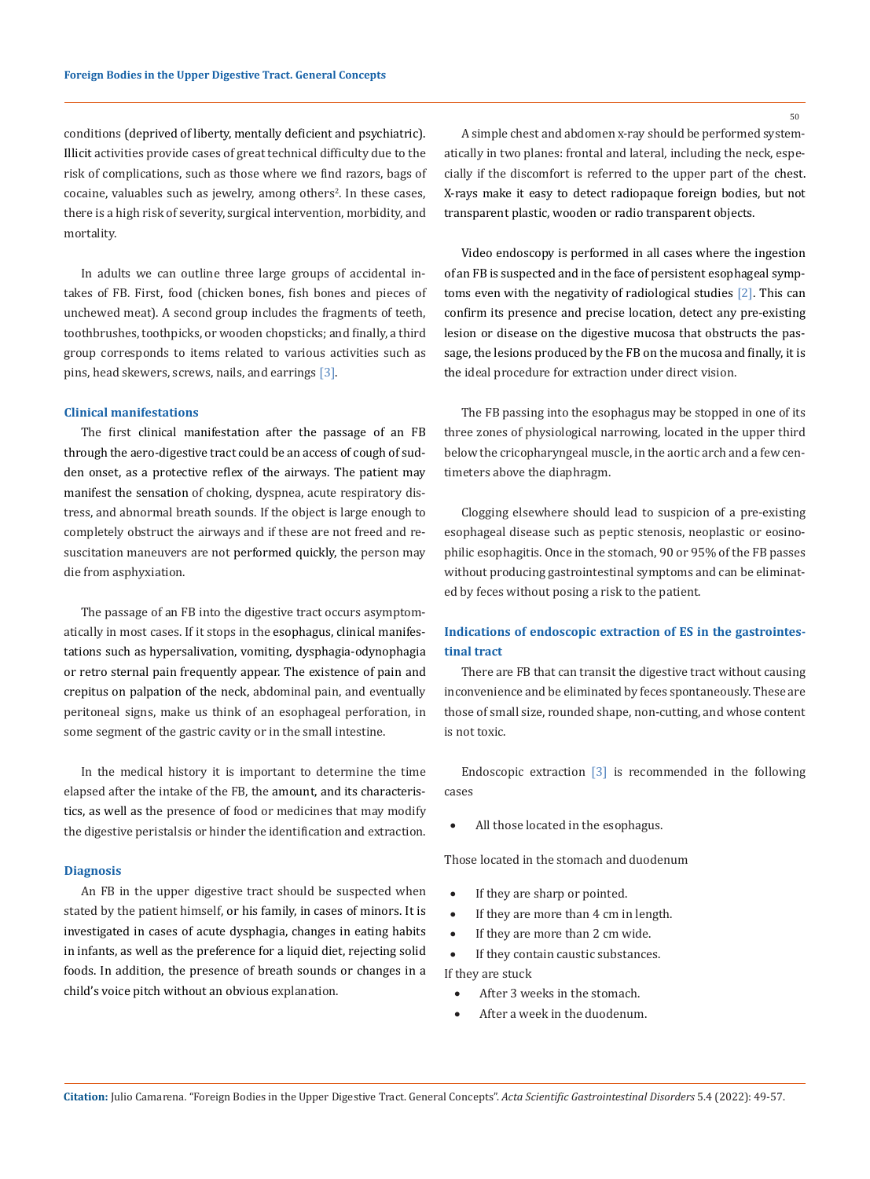conditions (deprived of liberty, mentally deficient and psychiatric). Illicit activities provide cases of great technical difficulty due to the risk of complications, such as those where we find razors, bags of cocaine, valuables such as jewelry, among others[2]. In these cases, there is a high risk of severity, surgical intervention, morbidity, and mortality.

In adults we can outline three large groups of accidental intakes of FB. First, food (chicken bones, fish bones and pieces of unchewed meat). A second group includes the fragments of teeth, toothbrushes, toothpicks, or wooden chopsticks; and finally, a third group corresponds to items related to various activities such as pins, head skewers, screws, nails, and earrings [3].

### Clinical manifestations

The first clinical manifestation after the passage of an FB through the aero-digestive tract could be an access of cough of sudden onset, as a protective reflex of the airways. The patient may manifest the sensation of choking, dyspnea, acute respiratory distress, and abnormal breath sounds. If the object is large enough to completely obstruct the airways and if these are not freed and resuscitation maneuvers are not performed quickly, the person may die from asphyxiation.

The passage of an FB into the digestive tract occurs asymptomatically in most cases. If it stops in the esophagus, clinical manifestations such as hypersalivation, vomiting, dysphagia-odynophagia or retro sternal pain frequently appear. The existence of pain and crepitus on palpation of the neck, abdominal pain, and eventually peritoneal signs, make us think of an esophageal perforation, in some segment of the gastric cavity or in the small intestine.

In the medical history it is important to determine the time elapsed after the intake of the FB, the amount, and its characteristics, as well as the presence of food or medicines that may modify the digestive peristalsis or hinder the identification and extraction.

### Diagnosis

An FB in the upper digestive tract should be suspected when stated by the patient himself, or his family, in cases of minors. It is investigated in cases of acute dysphagia, changes in eating habits in infants, as well as the preference for a liquid diet, rejecting solid foods. In addition, the presence of breath sounds or changes in a child's voice pitch without an obvious explanation.

A simple chest and abdomen x-ray should be performed systematically in two planes: frontal and lateral, including the neck, especially if the discomfort is referred to the upper part of the chest. X-rays make it easy to detect radiopaque foreign bodies, but not transparent plastic, wooden or radio transparent objects.

Video endoscopy is performed in all cases where the ingestion of an FB is suspected and in the face of persistent esophageal symptoms even with the negativity of radiological studies [2]. This can confirm its presence and precise location, detect any pre-existing lesion or disease on the digestive mucosa that obstructs the passage, the lesions produced by the FB on the mucosa and finally, it is the ideal procedure for extraction under direct vision.

The FB passing into the esophagus may be stopped in one of its three zones of physiological narrowing, located in the upper third below the cricopharyngeal muscle, in the aortic arch and a few centimeters above the diaphragm.

Clogging elsewhere should lead to suspicion of a pre-existing esophageal disease such as peptic stenosis, neoplastic or eosinophilic esophagitis. Once in the stomach, 90 or 95% of the FB passes without producing gastrointestinal symptoms and can be eliminated by feces without posing a risk to the patient.

### Indications of endoscopic extraction of ES in the gastrointestinal tract

There are FB that can transit the digestive tract without causing inconvenience and be eliminated by feces spontaneously. These are those of small size, rounded shape, non-cutting, and whose content is not toxic.

Endoscopic extraction [3] is recommended in the following cases

- All those located in the esophagus.

Those located in the stomach and duodenum

- If they are sharp or pointed.
- If they are more than 4 cm in length.
- If they are more than 2 cm wide.
- If they contain caustic substances.

If they are stuck

- After 3 weeks in the stomach.
- After a week in the duodenum.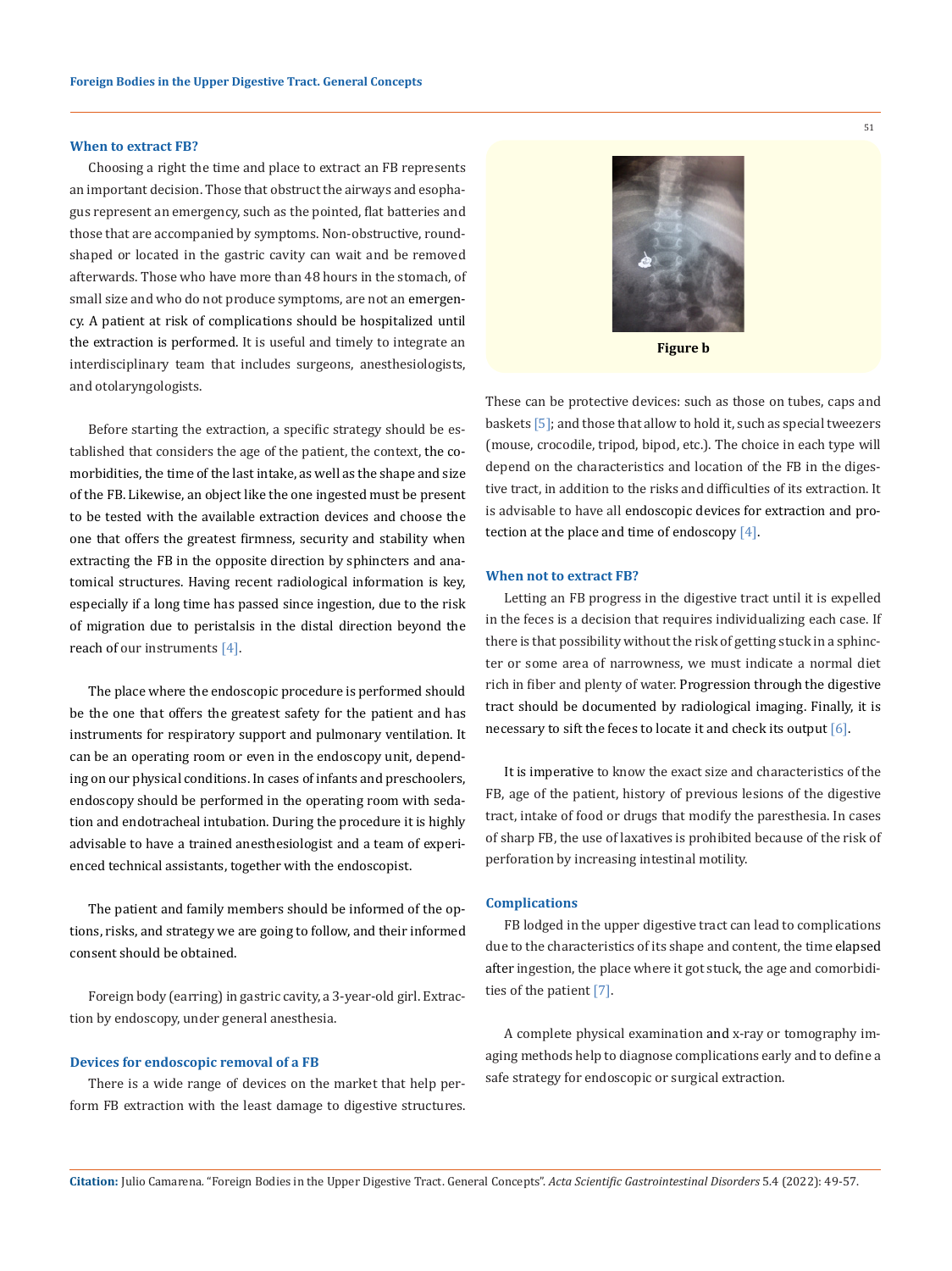### When to extract FB?

Choosing a right the time and place to extract an FB represents an important decision. Those that obstruct the airways and esophagus represent an emergency, such as the pointed, flat batteries and those that are accompanied by symptoms. Non-obstructive, round-shaped or located in the gastric cavity can wait and be removed afterwards. Those who have more than 48 hours in the stomach, of small size and who do not produce symptoms, are not an emergency. A patient at risk of complications should be hospitalized until the extraction is performed. It is useful and timely to integrate an interdisciplinary team that includes surgeons, anesthesiologists, and otolaryngologists.

Before starting the extraction, a specific strategy should be established that considers the age of the patient, the context, the comorbidities, the time of the last intake, as well as the shape and size of the FB. Likewise, an object like the one ingested must be present to be tested with the available extraction devices and choose the one that offers the greatest firmness, security and stability when extracting the FB in the opposite direction by sphincters and anatomical structures. Having recent radiological information is key, especially if a long time has passed since ingestion, due to the risk of migration due to peristalsis in the distal direction beyond the reach of our instruments [4].

The place where the endoscopic procedure is performed should be the one that offers the greatest safety for the patient and has instruments for respiratory support and pulmonary ventilation. It can be an operating room or even in the endoscopy unit, depending on our physical conditions. In cases of infants and preschoolers, endoscopy should be performed in the operating room with sedation and endotracheal intubation. During the procedure it is highly advisable to have a trained anesthesiologist and a team of experienced technical assistants, together with the endoscopist.

The patient and family members should be informed of the options, risks, and strategy we are going to follow, and their informed consent should be obtained.

Foreign body (earring) in gastric cavity, a 3-year-old girl. Extraction by endoscopy, under general anesthesia.

**Figure b**

### Devices for endoscopic removal of a FB

There is a wide range of devices on the market that help perform FB extraction with the least damage to digestive structures. These can be protective devices: such as those on tubes, caps and baskets [5]; and those that allow to hold it, such as special tweezers (mouse, crocodile, tripod, bipod, etc.). The choice in each type will depend on the characteristics and location of the FB in the digestive tract, in addition to the risks and difficulties of its extraction. It is advisable to have all endoscopic devices for extraction and protection at the place and time of endoscopy [4].

### When not to extract FB?

Letting an FB progress in the digestive tract until it is expelled in the feces is a decision that requires individualizing each case. If there is that possibility without the risk of getting stuck in a sphincter or some area of narrowness, we must indicate a normal diet rich in fiber and plenty of water. Progression through the digestive tract should be documented by radiological imaging. Finally, it is necessary to sift the feces to locate it and check its output [6].

It is imperative to know the exact size and characteristics of the FB, age of the patient, history of previous lesions of the digestive tract, intake of food or drugs that modify the paresthesia. In cases of sharp FB, the use of laxatives is prohibited because of the risk of perforation by increasing intestinal motility.

### Complications

FB lodged in the upper digestive tract can lead to complications due to the characteristics of its shape and content, the time elapsed after ingestion, the place where it got stuck, the age and comorbidities of the patient [7].

A complete physical examination and x-ray or tomography imaging methods help to diagnose complications early and to define a safe strategy for endoscopic or surgical extraction.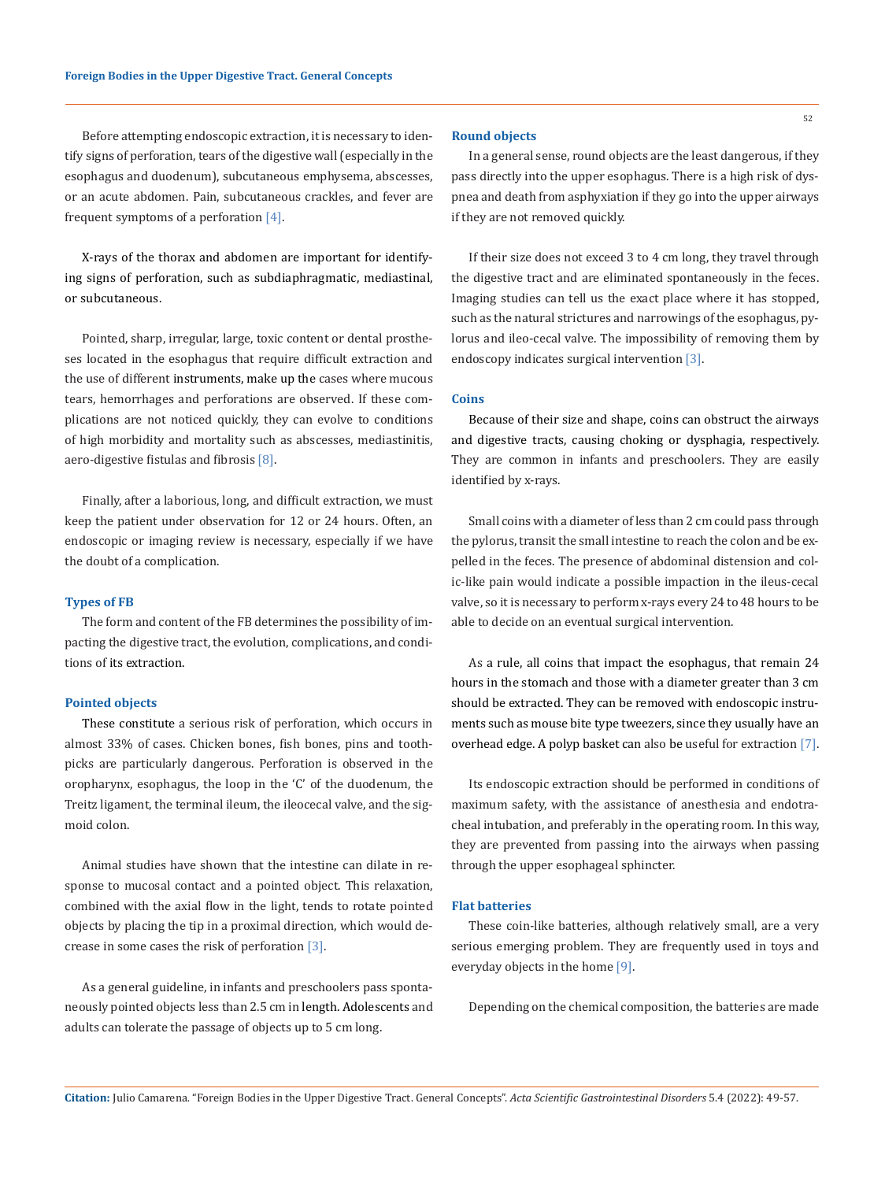Before attempting endoscopic extraction, it is necessary to identify signs of perforation, tears of the digestive wall (especially in the esophagus and duodenum), subcutaneous emphysema, abscesses, or an acute abdomen. Pain, subcutaneous crackles, and fever are frequent symptoms of a perforation [4].

X-rays of the thorax and abdomen are important for identifying signs of perforation, such as subdiaphragmatic, mediastinal, or subcutaneous.

Pointed, sharp, irregular, large, toxic content or dental prostheses located in the esophagus that require difficult extraction and the use of different instruments, make up the cases where mucous tears, hemorrhages and perforations are observed. If these complications are not noticed quickly, they can evolve to conditions of high morbidity and mortality such as abscesses, mediastinitis, aero-digestive fistulas and fibrosis [8].

Finally, after a laborious, long, and difficult extraction, we must keep the patient under observation for 12 or 24 hours. Often, an endoscopic or imaging review is necessary, especially if we have the doubt of a complication.

### Types of FB

The form and content of the FB determines the possibility of impacting the digestive tract, the evolution, complications, and conditions of its extraction.

### Pointed objects

These constitute a serious risk of perforation, which occurs in almost 33% of cases. Chicken bones, fish bones, pins and toothpicks are particularly dangerous. Perforation is observed in the oropharynx, esophagus, the loop in the 'C' of the duodenum, the Treitz ligament, the terminal ileum, the ileocecal valve, and the sigmoid colon.

Animal studies have shown that the intestine can dilate in response to mucosal contact and a pointed object. This relaxation, combined with the axial flow in the light, tends to rotate pointed objects by placing the tip in a proximal direction, which would decrease in some cases the risk of perforation [3].

As a general guideline, in infants and preschoolers pass spontaneously pointed objects less than 2.5 cm in length. Adolescents and adults can tolerate the passage of objects up to 5 cm long.

### Round objects

In a general sense, round objects are the least dangerous, if they pass directly into the upper esophagus. There is a high risk of dyspnea and death from asphyxiation if they go into the upper airways if they are not removed quickly.

If their size does not exceed 3 to 4 cm long, they travel through the digestive tract and are eliminated spontaneously in the feces. Imaging studies can tell us the exact place where it has stopped, such as the natural strictures and narrowings of the esophagus, pylorus and ileo-cecal valve. The impossibility of removing them by endoscopy indicates surgical intervention [3].

### Coins

Because of their size and shape, coins can obstruct the airways and digestive tracts, causing choking or dysphagia, respectively. They are common in infants and preschoolers. They are easily identified by x-rays.

Small coins with a diameter of less than 2 cm could pass through the pylorus, transit the small intestine to reach the colon and be expelled in the feces. The presence of abdominal distension and colic-like pain would indicate a possible impaction in the ileus-cecal valve, so it is necessary to perform x-rays every 24 to 48 hours to be able to decide on an eventual surgical intervention.

As a rule, all coins that impact the esophagus, that remain 24 hours in the stomach and those with a diameter greater than 3 cm should be extracted. They can be removed with endoscopic instruments such as mouse bite type tweezers, since they usually have an overhead edge. A polyp basket can also be useful for extraction [7].

Its endoscopic extraction should be performed in conditions of maximum safety, with the assistance of anesthesia and endotracheal intubation, and preferably in the operating room. In this way, they are prevented from passing into the airways when passing through the upper esophageal sphincter.

### Flat batteries

These coin-like batteries, although relatively small, are a very serious emerging problem. They are frequently used in toys and everyday objects in the home [9].

Depending on the chemical composition, the batteries are made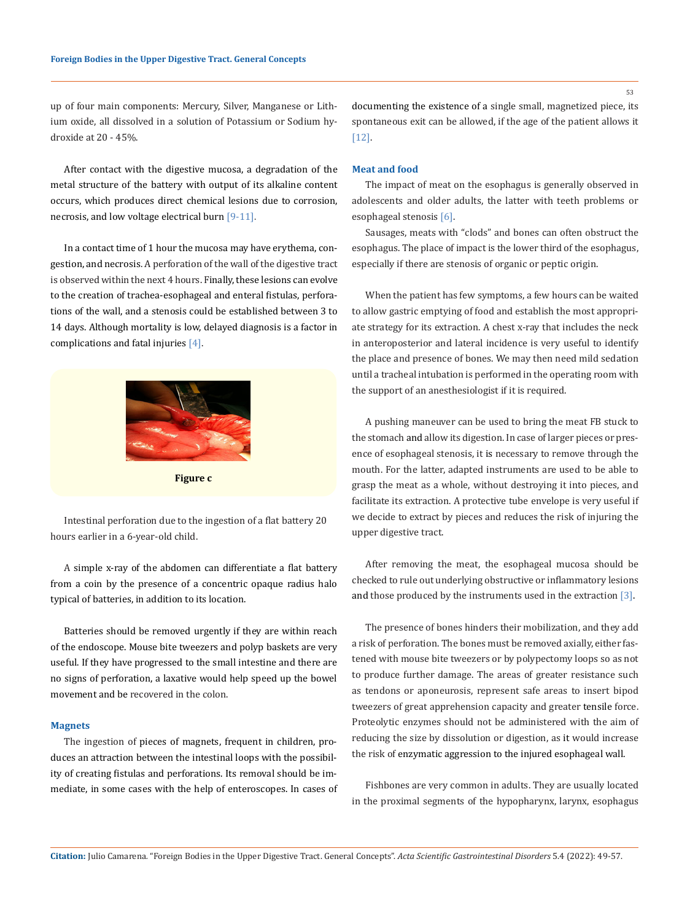up of four main components: Mercury, Silver, Manganese or Lithium oxide, all dissolved in a solution of Potassium or Sodium hydroxide at 20 - 45%.

After contact with the digestive mucosa, a degradation of the metal structure of the battery with output of its alkaline content occurs, which produces direct chemical lesions due to corrosion, necrosis, and low voltage electrical burn [9-11].

In a contact time of 1 hour the mucosa may have erythema, congestion, and necrosis. A perforation of the wall of the digestive tract is observed within the next 4 hours. Finally, these lesions can evolve to the creation of trachea-esophageal and enteral fistulas, perforations of the wall, and a stenosis could be established between 3 to 14 days. Although mortality is low, delayed diagnosis is a factor in complications and fatal injuries [4].

**Figure c**

Intestinal perforation due to the ingestion of a flat battery 20 hours earlier in a 6-year-old child.

A simple x-ray of the abdomen can differentiate a flat battery from a coin by the presence of a concentric opaque radius halo typical of batteries, in addition to its location.

Batteries should be removed urgently if they are within reach of the endoscope. Mouse bite tweezers and polyp baskets are very useful. If they have progressed to the small intestine and there are no signs of perforation, a laxative would help speed up the bowel movement and be recovered in the colon.

### Magnets

The ingestion of pieces of magnets, frequent in children, produces an attraction between the intestinal loops with the possibility of creating fistulas and perforations. Its removal should be immediate, in some cases with the help of enteroscopes. In cases of documenting the existence of a single small, magnetized piece, its spontaneous exit can be allowed, if the age of the patient allows it [12].

### Meat and food

The impact of meat on the esophagus is generally observed in adolescents and older adults, the latter with teeth problems or esophageal stenosis [6].

Sausages, meats with "clods" and bones can often obstruct the esophagus. The place of impact is the lower third of the esophagus, especially if there are stenosis of organic or peptic origin.

When the patient has few symptoms, a few hours can be waited to allow gastric emptying of food and establish the most appropriate strategy for its extraction. A chest x-ray that includes the neck in anteroposterior and lateral incidence is very useful to identify the place and presence of bones. We may then need mild sedation until a tracheal intubation is performed in the operating room with the support of an anesthesiologist if it is required.

A pushing maneuver can be used to bring the meat FB stuck to the stomach and allow its digestion. In case of larger pieces or presence of esophageal stenosis, it is necessary to remove through the mouth. For the latter, adapted instruments are used to be able to grasp the meat as a whole, without destroying it into pieces, and facilitate its extraction. A protective tube envelope is very useful if we decide to extract by pieces and reduces the risk of injuring the upper digestive tract.

After removing the meat, the esophageal mucosa should be checked to rule out underlying obstructive or inflammatory lesions and those produced by the instruments used in the extraction [3].

The presence of bones hinders their mobilization, and they add a risk of perforation. The bones must be removed axially, either fastened with mouse bite tweezers or by polypectomy loops so as not to produce further damage. The areas of greater resistance such as tendons or aponeurosis, represent safe areas to insert bipod tweezers of great apprehension capacity and greater tensile force. Proteolytic enzymes should not be administered with the aim of reducing the size by dissolution or digestion, as it would increase the risk of enzymatic aggression to the injured esophageal wall.

Fishbones are very common in adults. They are usually located in the proximal segments of the hypopharynx, larynx, esophagus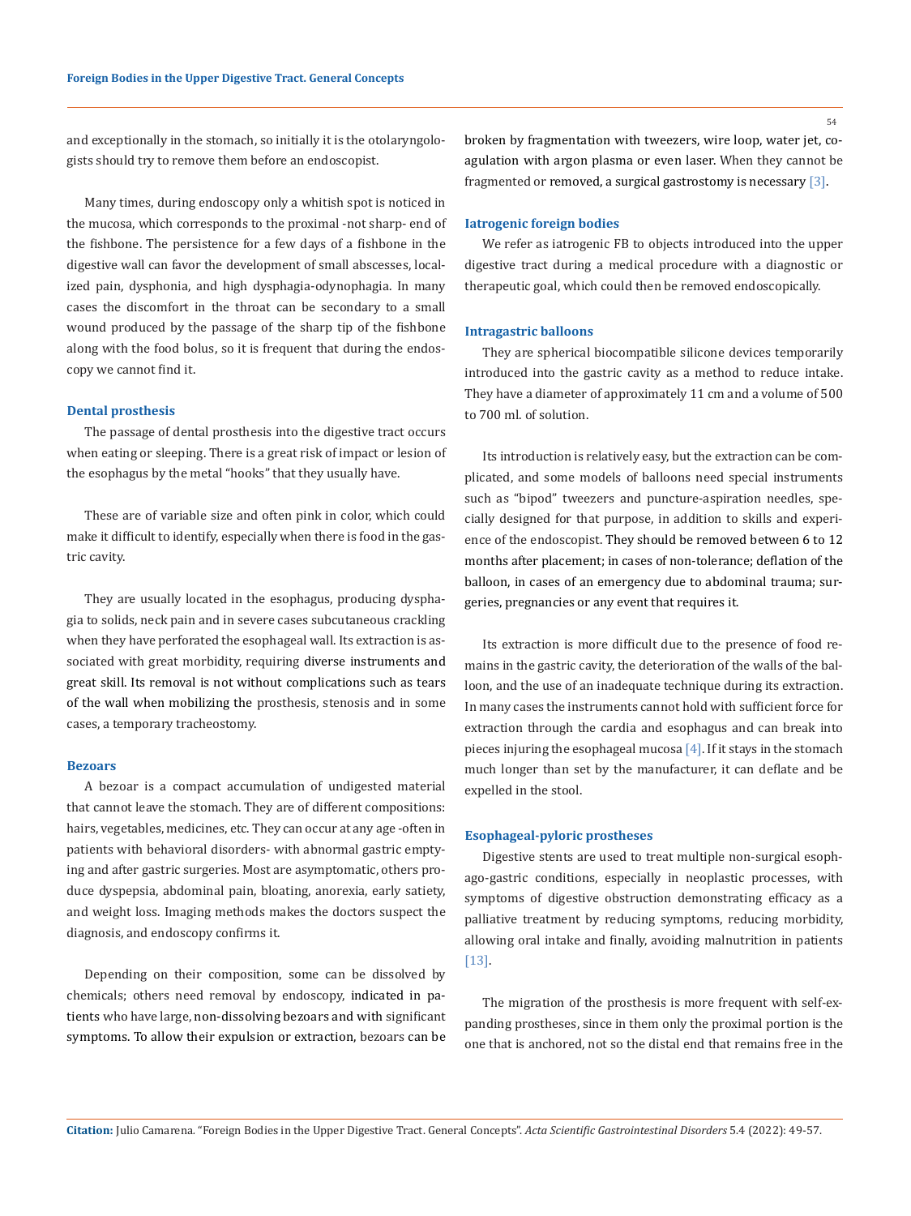and exceptionally in the stomach, so initially it is the otolaryngologists should try to remove them before an endoscopist.

Many times, during endoscopy only a whitish spot is noticed in the mucosa, which corresponds to the proximal -not sharp- end of the fishbone. The persistence for a few days of a fishbone in the digestive wall can favor the development of small abscesses, localized pain, dysphonia, and high dysphagia-odynophagia. In many cases the discomfort in the throat can be secondary to a small wound produced by the passage of the sharp tip of the fishbone along with the food bolus, so it is frequent that during the endoscopy we cannot find it.

### Dental prosthesis

The passage of dental prosthesis into the digestive tract occurs when eating or sleeping. There is a great risk of impact or lesion of the esophagus by the metal "hooks" that they usually have.

These are of variable size and often pink in color, which could make it difficult to identify, especially when there is food in the gastric cavity.

They are usually located in the esophagus, producing dysphagia to solids, neck pain and in severe cases subcutaneous crackling when they have perforated the esophageal wall. Its extraction is associated with great morbidity, requiring diverse instruments and great skill. Its removal is not without complications such as tears of the wall when mobilizing the prosthesis, stenosis and in some cases, a temporary tracheostomy.

### Bezoars

A bezoar is a compact accumulation of undigested material that cannot leave the stomach. They are of different compositions: hairs, vegetables, medicines, etc. They can occur at any age -often in patients with behavioral disorders- with abnormal gastric emptying and after gastric surgeries. Most are asymptomatic, others produce dyspepsia, abdominal pain, bloating, anorexia, early satiety, and weight loss. Imaging methods makes the doctors suspect the diagnosis, and endoscopy confirms it.

Depending on their composition, some can be dissolved by chemicals; others need removal by endoscopy, indicated in patients who have large, non-dissolving bezoars and with significant symptoms. To allow their expulsion or extraction, bezoars can be broken by fragmentation with tweezers, wire loop, water jet, coagulation with argon plasma or even laser. When they cannot be fragmented or removed, a surgical gastrostomy is necessary [3].

### Iatrogenic foreign bodies

We refer as iatrogenic FB to objects introduced into the upper digestive tract during a medical procedure with a diagnostic or therapeutic goal, which could then be removed endoscopically.

### Intragastric balloons

They are spherical biocompatible silicone devices temporarily introduced into the gastric cavity as a method to reduce intake. They have a diameter of approximately 11 cm and a volume of 500 to 700 ml. of solution.

Its introduction is relatively easy, but the extraction can be complicated, and some models of balloons need special instruments such as "bipod" tweezers and puncture-aspiration needles, specially designed for that purpose, in addition to skills and experience of the endoscopist. They should be removed between 6 to 12 months after placement; in cases of non-tolerance; deflation of the balloon, in cases of an emergency due to abdominal trauma; surgeries, pregnancies or any event that requires it.

Its extraction is more difficult due to the presence of food remains in the gastric cavity, the deterioration of the walls of the balloon, and the use of an inadequate technique during its extraction. In many cases the instruments cannot hold with sufficient force for extraction through the cardia and esophagus and can break into pieces injuring the esophageal mucosa [4]. If it stays in the stomach much longer than set by the manufacturer, it can deflate and be expelled in the stool.

### Esophageal-pyloric prostheses

Digestive stents are used to treat multiple non-surgical esophago-gastric conditions, especially in neoplastic processes, with symptoms of digestive obstruction demonstrating efficacy as a palliative treatment by reducing symptoms, reducing morbidity, allowing oral intake and finally, avoiding malnutrition in patients [13].

The migration of the prosthesis is more frequent with self-expanding prostheses, since in them only the proximal portion is the one that is anchored, not so the distal end that remains free in the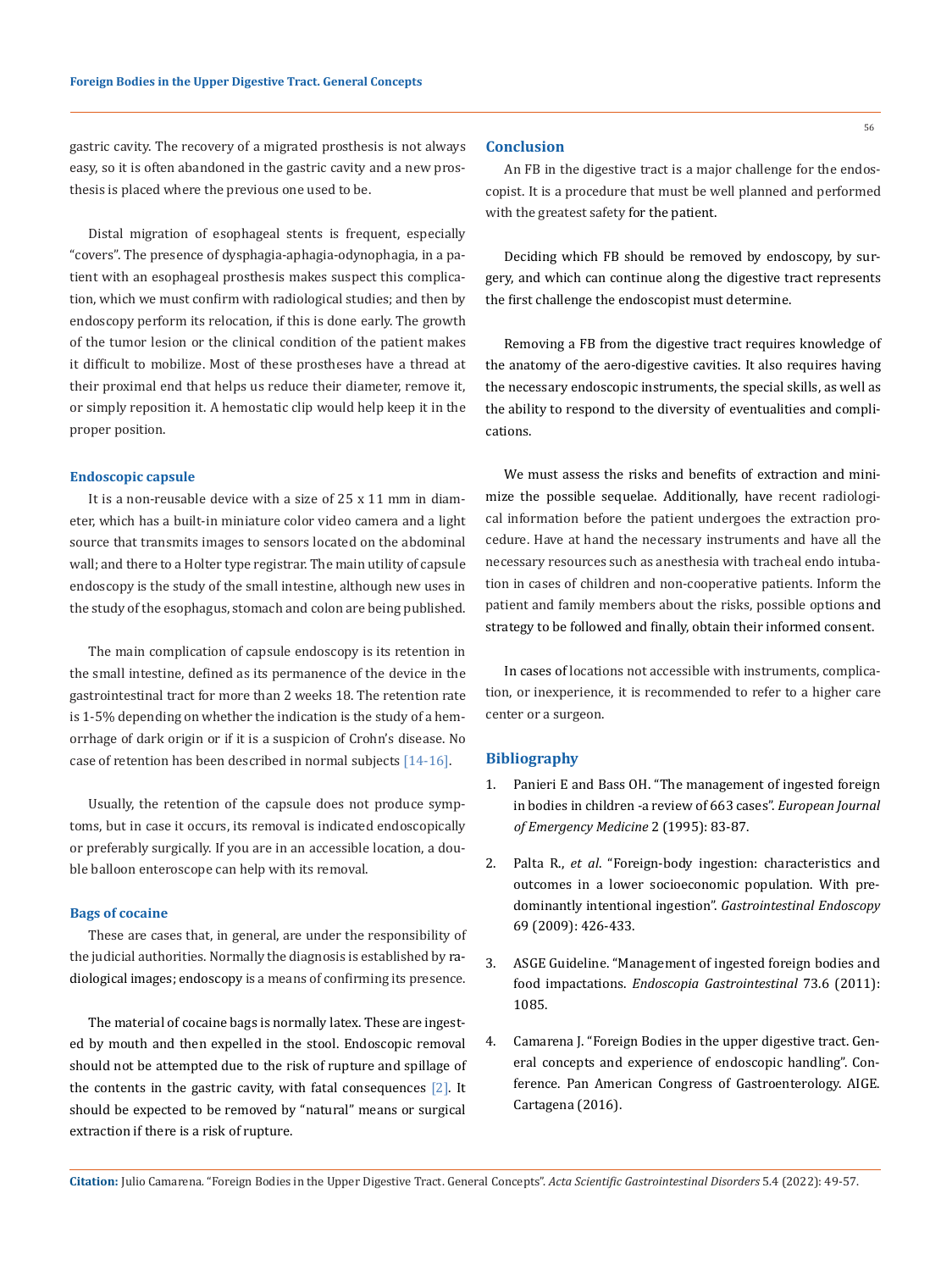gastric cavity. The recovery of a migrated prosthesis is not always easy, so it is often abandoned in the gastric cavity and a new prosthesis is placed where the previous one used to be.

Distal migration of esophageal stents is frequent, especially "covers". The presence of dysphagia-aphagia-odynophagia, in a patient with an esophageal prosthesis makes suspect this complication, which we must confirm with radiological studies; and then by endoscopy perform its relocation, if this is done early. The growth of the tumor lesion or the clinical condition of the patient makes it difficult to mobilize. Most of these prostheses have a thread at their proximal end that helps us reduce their diameter, remove it, or simply reposition it. A hemostatic clip would help keep it in the proper position.

#### Endoscopic capsule

It is a non-reusable device with a size of 25 x 11 mm in diameter, which has a built-in miniature color video camera and a light source that transmits images to sensors located on the abdominal wall; and there to a Holter type registrar. The main utility of capsule endoscopy is the study of the small intestine, although new uses in the study of the esophagus, stomach and colon are being published.

The main complication of capsule endoscopy is its retention in the small intestine, defined as its permanence of the device in the gastrointestinal tract for more than 2 weeks 18. The retention rate is 1-5% depending on whether the indication is the study of a hemorrhage of dark origin or if it is a suspicion of Crohn's disease. No case of retention has been described in normal subjects [14-16].

Usually, the retention of the capsule does not produce symptoms, but in case it occurs, its removal is indicated endoscopically or preferably surgically. If you are in an accessible location, a double balloon enteroscope can help with its removal.

#### Bags of cocaine

These are cases that, in general, are under the responsibility of the judicial authorities. Normally the diagnosis is established by radiological images; endoscopy is a means of confirming its presence.

The material of cocaine bags is normally latex. These are ingested by mouth and then expelled in the stool. Endoscopic removal should not be attempted due to the risk of rupture and spillage of the contents in the gastric cavity, with fatal consequences [2]. It should be expected to be removed by "natural" means or surgical extraction if there is a risk of rupture.

## Conclusion

An FB in the digestive tract is a major challenge for the endoscopist. It is a procedure that must be well planned and performed with the greatest safety for the patient.

Deciding which FB should be removed by endoscopy, by surgery, and which can continue along the digestive tract represents the first challenge the endoscopist must determine.

Removing a FB from the digestive tract requires knowledge of the anatomy of the aero-digestive cavities. It also requires having the necessary endoscopic instruments, the special skills, as well as the ability to respond to the diversity of eventualities and complications.

We must assess the risks and benefits of extraction and minimize the possible sequelae. Additionally, have recent radiological information before the patient undergoes the extraction procedure. Have at hand the necessary instruments and have all the necessary resources such as anesthesia with tracheal endo intubation in cases of children and non-cooperative patients. Inform the patient and family members about the risks, possible options and strategy to be followed and finally, obtain their informed consent.

In cases of locations not accessible with instruments, complication, or inexperience, it is recommended to refer to a higher care center or a surgeon.

## Bibliography

1. Panieri E and Bass OH. "The management of ingested foreign in bodies in children -a review of 663 cases". *European Journal of Emergency Medicine* 2 (1995): 83-87.
2. Palta R., *et al*. "Foreign-body ingestion: characteristics and outcomes in a lower socioeconomic population. With predominantly intentional ingestion". *Gastrointestinal Endoscopy* 69 (2009): 426-433.
3. ASGE Guideline. "Management of ingested foreign bodies and food impactations. *Endoscopia Gastrointestinal* 73.6 (2011): 1085.
4. Camarena J. "Foreign Bodies in the upper digestive tract. General concepts and experience of endoscopic handling". Conference. Pan American Congress of Gastroenterology. AIGE. Cartagena (2016).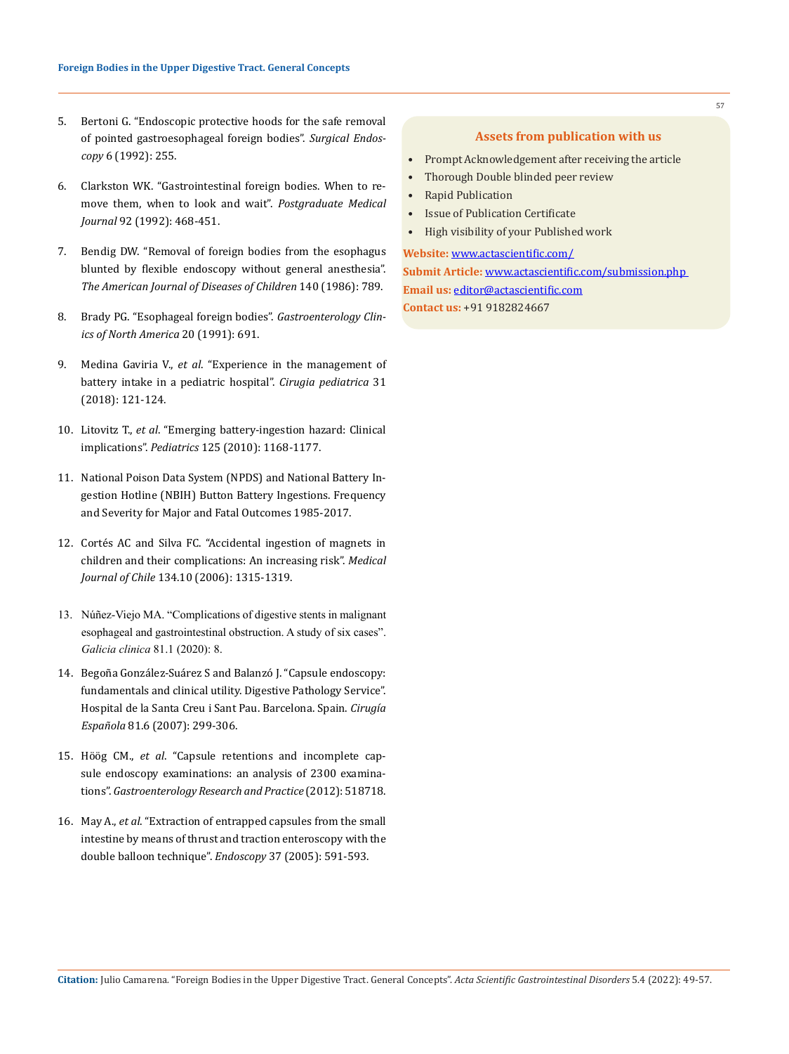5. Bertoni G. "Endoscopic protective hoods for the safe removal of pointed gastroesophageal foreign bodies". *Surgical Endoscopy* 6 (1992): 255.

6. Clarkston WK. "Gastrointestinal foreign bodies. When to remove them, when to look and wait". *Postgraduate Medical Journal* 92 (1992): 468-451.

7. Bendig DW. "Removal of foreign bodies from the esophagus blunted by flexible endoscopy without general anesthesia". *The American Journal of Diseases of Children* 140 (1986): 789.

8. Brady PG. "Esophageal foreign bodies". *Gastroenterology Clinics of North America* 20 (1991): 691.

9. Medina Gaviria V., *et al*. "Experience in the management of battery intake in a pediatric hospital". *Cirugia pediatrica* 31 (2018): 121-124.

10. Litovitz T., *et al*. "Emerging battery-ingestion hazard: Clinical implications". *Pediatrics* 125 (2010): 1168-1177.

11. National Poison Data System (NPDS) and National Battery Ingestion Hotline (NBIH) Button Battery Ingestions. Frequency and Severity for Major and Fatal Outcomes 1985-2017.

12. Cortés AC and Silva FC. "Accidental ingestion of magnets in children and their complications: An increasing risk". *Medical Journal of Chile* 134.10 (2006): 1315-1319.

13. Núñez-Viejo MA. "Complications of digestive stents in malignant esophageal and gastrointestinal obstruction. A study of six cases". *Galicia clinica* 81.1 (2020): 8.

14. Begoña González-Suárez S and Balanzó J. "Capsule endoscopy: fundamentals and clinical utility. Digestive Pathology Service". Hospital de la Santa Creu i Sant Pau. Barcelona. Spain. *Cirugía Española* 81.6 (2007): 299-306.

15. Höög CM., *et al*. "Capsule retentions and incomplete capsule endoscopy examinations: an analysis of 2300 examinations". *Gastroenterology Research and Practice* (2012): 518718.

16. May A., *et al*. "Extraction of entrapped capsules from the small intestine by means of thrust and traction enteroscopy with the double balloon technique". *Endoscopy* 37 (2005): 591-593.

**Assets from publication with us**

- Prompt Acknowledgement after receiving the article
- Thorough Double blinded peer review
- Rapid Publication
- Issue of Publication Certificate
- High visibility of your Published work

**Website:** www.actascientific.com/
**Submit Article:** www.actascientific.com/submission.php
**Email us:** editor@actascientific.com
**Contact us:** +91 9182824667